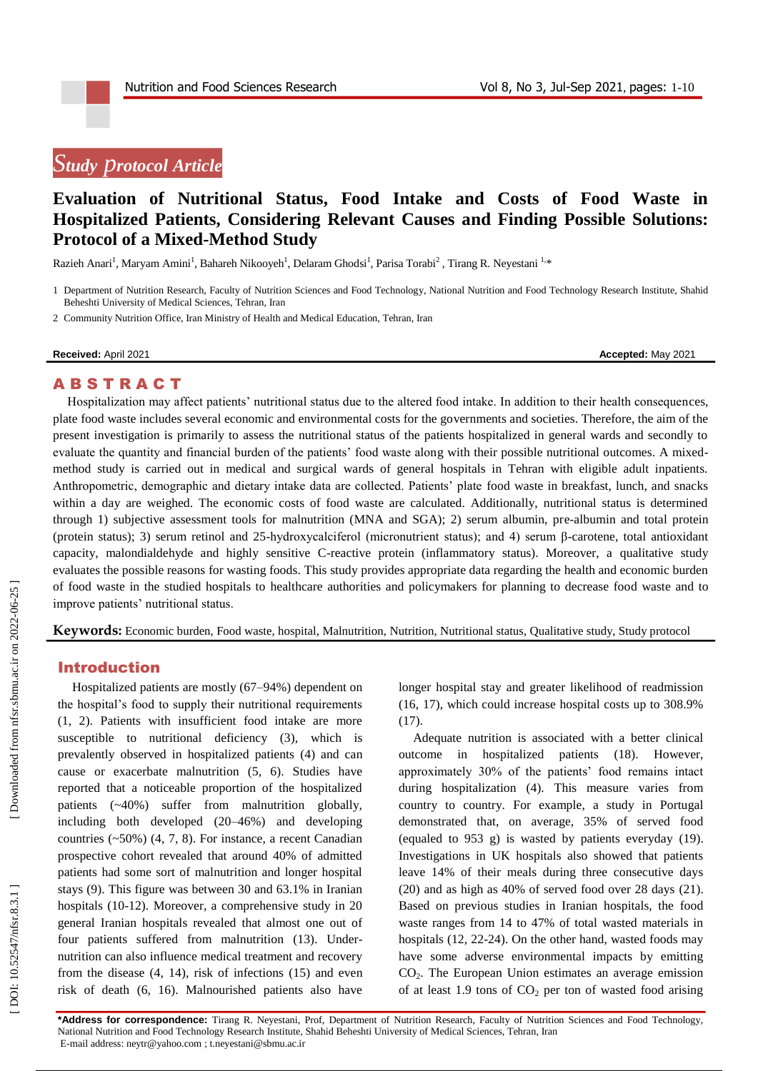*Study protocol Article*

# Evaluation of Nutritional Status, Food Intake and Costs of Food Waste in Hospitalized Patients, Considering Relevant Causes and Finding Possible Solutions: Protocol of a Mixed-Method Study

Razieh Anari[1], Maryam Amini[1], Bahareh Nikooyeh[1], Delaram Ghodsi[1], Parisa Torabi[2], Tirang R. Neyestani [1,*]

1 Department of Nutrition Research, Faculty of Nutrition Sciences and Food Technology, National Nutrition and Food Technology Research Institute, Shahid Beheshti University of Medical Sciences, Tehran, Iran

2 Community Nutrition Office, Iran Ministry of Health and Medical Education, Tehran, Iran

**Received:** April 2021 **Accepted:** May 2021

## ABSTRACT

Hospitalization may affect patients' nutritional status due to the altered food intake. In addition to their health consequences, plate food waste includes several economic and environmental costs for the governments and societies. Therefore, the aim of the present investigation is primarily to assess the nutritional status of the patients hospitalized in general wards and secondly to evaluate the quantity and financial burden of the patients' food waste along with their possible nutritional outcomes. A mixed-method study is carried out in medical and surgical wards of general hospitals in Tehran with eligible adult inpatients. Anthropometric, demographic and dietary intake data are collected. Patients' plate food waste in breakfast, lunch, and snacks within a day are weighed. The economic costs of food waste are calculated. Additionally, nutritional status is determined through 1) subjective assessment tools for malnutrition (MNA and SGA); 2) serum albumin, pre-albumin and total protein (protein status); 3) serum retinol and 25-hydroxycalciferol (micronutrient status); and 4) serum β-carotene, total antioxidant capacity, malondialdehyde and highly sensitive C-reactive protein (inflammatory status). Moreover, a qualitative study evaluates the possible reasons for wasting foods. This study provides appropriate data regarding the health and economic burden of food waste in the studied hospitals to healthcare authorities and policymakers for planning to decrease food waste and to improve patients' nutritional status.

**Keywords:** Economic burden, Food waste, hospital, Malnutrition, Nutrition, Nutritional status, Qualitative study, Study protocol

## Introduction

Hospitalized patients are mostly (67–94%) dependent on the hospital's food to supply their nutritional requirements (1, 2). Patients with insufficient food intake are more susceptible to nutritional deficiency (3), which is prevalently observed in hospitalized patients (4) and can cause or exacerbate malnutrition (5, 6). Studies have reported that a noticeable proportion of the hospitalized patients (~40%) suffer from malnutrition globally, including both developed (20–46%) and developing countries (~50%) (4, 7, 8). For instance, a recent Canadian prospective cohort revealed that around 40% of admitted patients had some sort of malnutrition and longer hospital stays (9). This figure was between 30 and 63.1% in Iranian hospitals (10-12). Moreover, a comprehensive study in 20 general Iranian hospitals revealed that almost one out of four patients suffered from malnutrition (13). Under-nutrition can also influence medical treatment and recovery from the disease (4, 14), risk of infections (15) and even risk of death (6, 16). Malnourished patients also have longer hospital stay and greater likelihood of readmission (16, 17), which could increase hospital costs up to 308.9% (17).

Adequate nutrition is associated with a better clinical outcome in hospitalized patients (18). However, approximately 30% of the patients' food remains intact during hospitalization (4). This measure varies from country to country. For example, a study in Portugal demonstrated that, on average, 35% of served food (equaled to 953 g) is wasted by patients everyday (19). Investigations in UK hospitals also showed that patients leave 14% of their meals during three consecutive days (20) and as high as 40% of served food over 28 days (21). Based on previous studies in Iranian hospitals, the food waste ranges from 14 to 47% of total wasted materials in hospitals (12, 22-24). On the other hand, wasted foods may have some adverse environmental impacts by emitting $CO_2$. The European Union estimates an average emission of at least 1.9 tons of $CO_2$ per ton of wasted food arising

**\*Address for correspondence:** Tirang R. Neyestani, Prof, Department of Nutrition Research, Faculty of Nutrition Sciences and Food Technology, National Nutrition and Food Technology Research Institute, Shahid Beheshti University of Medical Sciences, Tehran, Iran
E-mail address: neytr@yahoo.com ; t.neyestani@sbmu.ac.ir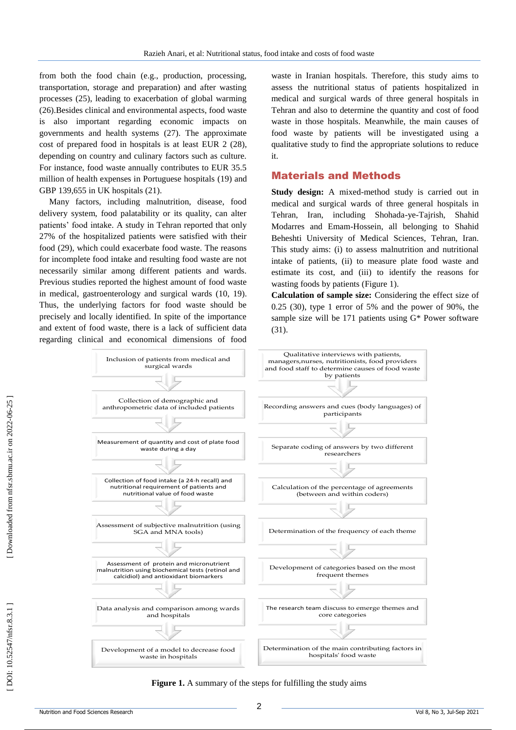from both the food chain (e.g., production, processing, transportation, storage and preparation) and after wasting processes (25), leading to exacerbation of global warming (26).Besides clinical and environmental aspects, food waste is also important regarding economic impacts on governments and health systems (27). The approximate cost of prepared food in hospitals is at least EUR 2 (28), depending on country and culinary factors such as culture. For instance, food waste annually contributes to EUR 35.5 million of health expenses in Portuguese hospitals (19) and GBP 139,655 in UK hospitals (21).

Many factors, including malnutrition, disease, food delivery system, food palatability or its quality, can alter patients' food intake. A study in Tehran reported that only 27% of the hospitalized patients were satisfied with their food (29), which could exacerbate food waste. The reasons for incomplete food intake and resulting food waste are not necessarily similar among different patients and wards. Previous studies reported the highest amount of food waste in medical, gastroenterology and surgical wards (10, 19). Thus, the underlying factors for food waste should be precisely and locally identified. In spite of the importance and extent of food waste, there is a lack of sufficient data regarding clinical and economical dimensions of food waste in Iranian hospitals. Therefore, this study aims to assess the nutritional status of patients hospitalized in medical and surgical wards of three general hospitals in Tehran and also to determine the quantity and cost of food waste in those hospitals. Meanwhile, the main causes of food waste by patients will be investigated using a qualitative study to find the appropriate solutions to reduce it.

## Materials and Methods

**Study design:** A mixed-method study is carried out in medical and surgical wards of three general hospitals in Tehran, Iran, including Shohada-ye-Tajrish, Shahid Modarres and Emam-Hossein, all belonging to Shahid Beheshti University of Medical Sciences, Tehran, Iran. This study aims: (i) to assess malnutrition and nutritional intake of patients, (ii) to measure plate food waste and estimate its cost, and (iii) to identify the reasons for wasting foods by patients (Figure 1).

**Calculation of sample size:** Considering the effect size of 0.25 (30), type 1 error of 5% and the power of 90%, the sample size will be 171 patients using G* Power software (31).

Inclusion of patients from medical and surgical wards
↓
Collection of demographic and anthropometric data of included patients
↓
Measurement of quantity and cost of plate food waste during a day
↓
Collection of food intake (a 24-h recall) and nutritional requirement of patients and nutritional value of food waste
↓
Assessment of subjective malnutrition (using SGA and MNA tools)
↓
Assessment of protein and micronutrient malnutrition using biochemical tests (retinol and calcidiol) and antioxidant biomarkers
↓
Data analysis and comparison among wards and hospitals
↓
Development of a model to decrease food waste in hospitals

Qualitative interviews with patients, managers,nurses, nutritionists, food providers and food staff to determine causes of food waste by patients
↓
Recording answers and cues (body languages) of participants
↓
Separate coding of answers by two different researchers
↓
Calculation of the percentage of agreements (between and within coders)
↓
Determination of the frequency of each theme
↓
Development of categories based on the most frequent themes
↓
The research team discuss to emerge themes and core categories
↓
Determination of the main contributing factors in hospitals' food waste

**Figure 1.** A summary of the steps for fulfilling the study aims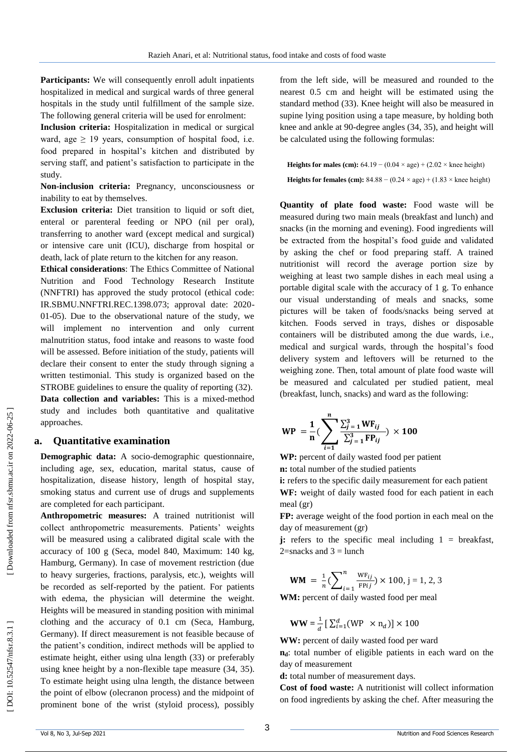**Participants:** We will consequently enroll adult inpatients hospitalized in medical and surgical wards of three general hospitals in the study until fulfillment of the sample size. The following general criteria will be used for enrolment:

**Inclusion criteria:** Hospitalization in medical or surgical ward, age ≥ 19 years, consumption of hospital food, i.e. food prepared in hospital's kitchen and distributed by serving staff, and patient's satisfaction to participate in the study.

**Non-inclusion criteria:** Pregnancy, unconsciousness or inability to eat by themselves.

**Exclusion criteria:** Diet transition to liquid or soft diet, enteral or parenteral feeding or NPO (nil per oral), transferring to another ward (except medical and surgical) or intensive care unit (ICU), discharge from hospital or death, lack of plate return to the kitchen for any reason.

**Ethical considerations**: The Ethics Committee of National Nutrition and Food Technology Research Institute (NNFTRI) has approved the study protocol (ethical code: IR.SBMU.NNFTRI.REC.1398.073; approval date: 2020-01-05). Due to the observational nature of the study, we will implement no intervention and only current malnutrition status, food intake and reasons to waste food will be assessed. Before initiation of the study, patients will declare their consent to enter the study through signing a written testimonial. This study is organized based on the STROBE guidelines to ensure the quality of reporting (32).

**Data collection and variables:** This is a mixed-method study and includes both quantitative and qualitative approaches.

## a. Quantitative examination

**Demographic data:** A socio-demographic questionnaire, including age, sex, education, marital status, cause of hospitalization, disease history, length of hospital stay, smoking status and current use of drugs and supplements are completed for each participant.

**Anthropometric measures:** A trained nutritionist will collect anthropometric measurements. Patients' weights will be measured using a calibrated digital scale with the accuracy of 100 g (Seca, model 840, Maximum: 140 kg, Hamburg, Germany). In case of movement restriction (due to heavy surgeries, fractions, paralysis, etc.), weights will be recorded as self-reported by the patient. For patients with edema, the physician will determine the weight. Heights will be measured in standing position with minimal clothing and the accuracy of 0.1 cm (Seca, Hamburg, Germany). If direct measurement is not feasible because of the patient's condition, indirect methods will be applied to estimate height, either using ulna length (33) or preferably using knee height by a non-flexible tape measure (34, 35). To estimate height using ulna length, the distance between the point of elbow (olecranon process) and the midpoint of prominent bone of the wrist (styloid process), possibly from the left side, will be measured and rounded to the nearest 0.5 cm and height will be estimated using the standard method (33). Knee height will also be measured in supine lying position using a tape measure, by holding both knee and ankle at 90-degree angles (34, 35), and height will be calculated using the following formulas:

**Heights for males (cm):** 64.19 − (0.04 × age) + (2.02 × knee height)

**Heights for females (cm):** 84.88 − (0.24 × age) + (1.83 × knee height)

**Quantity of plate food waste:** Food waste will be measured during two main meals (breakfast and lunch) and snacks (in the morning and evening). Food ingredients will be extracted from the hospital's food guide and validated by asking the chef or food preparing staff. A trained nutritionist will record the average portion size by weighing at least two sample dishes in each meal using a portable digital scale with the accuracy of 1 g. To enhance our visual understanding of meals and snacks, some pictures will be taken of foods/snacks being served at kitchen. Foods served in trays, dishes or disposable containers will be distributed among the due wards, i.e., medical and surgical wards, through the hospital's food delivery system and leftovers will be returned to the weighing zone. Then, total amount of plate food waste will be measured and calculated per studied patient, meal (breakfast, lunch, snacks) and ward as the following:

$$\mathbf{WP} = \frac{\mathbf{1}}{\mathbf{n}}\left(\sum_{i=1}^{n} \frac{\sum_{j=1}^{3} \mathbf{WF}_{ij}}{\sum_{j=1}^{3} \mathbf{FP}_{ij}}\right) \times \mathbf{100}$$

**WP:** percent of daily wasted food per patient

**n:** total number of the studied patients

**i:** refers to the specific daily measurement for each patient

**WF:** weight of daily wasted food for each patient in each meal (gr)

**FP:** average weight of the food portion in each meal on the day of measurement (gr)

**j:** refers to the specific meal including 1 = breakfast, 2=snacks and 3 = lunch

$$\mathbf{WM} = \frac{1}{n}\left(\sum_{i=1}^{n} \frac{\mathrm{WF}_{ij}}{\mathrm{FP}ij}\right) \times 100, \text{ j = 1, 2, 3}$$

**WM:** percent of daily wasted food per meal

$$\mathbf{WW} = \frac{1}{d}\left[\sum_{i=1}^{d}(\mathrm{WP} \times \mathrm{n}_d)\right] \times 100$$

**WW:** percent of daily wasted food per ward

$\mathbf{n_d}$: total number of eligible patients in each ward on the day of measurement

**d:** total number of measurement days.

**Cost of food waste:** A nutritionist will collect information on food ingredients by asking the chef. After measuring the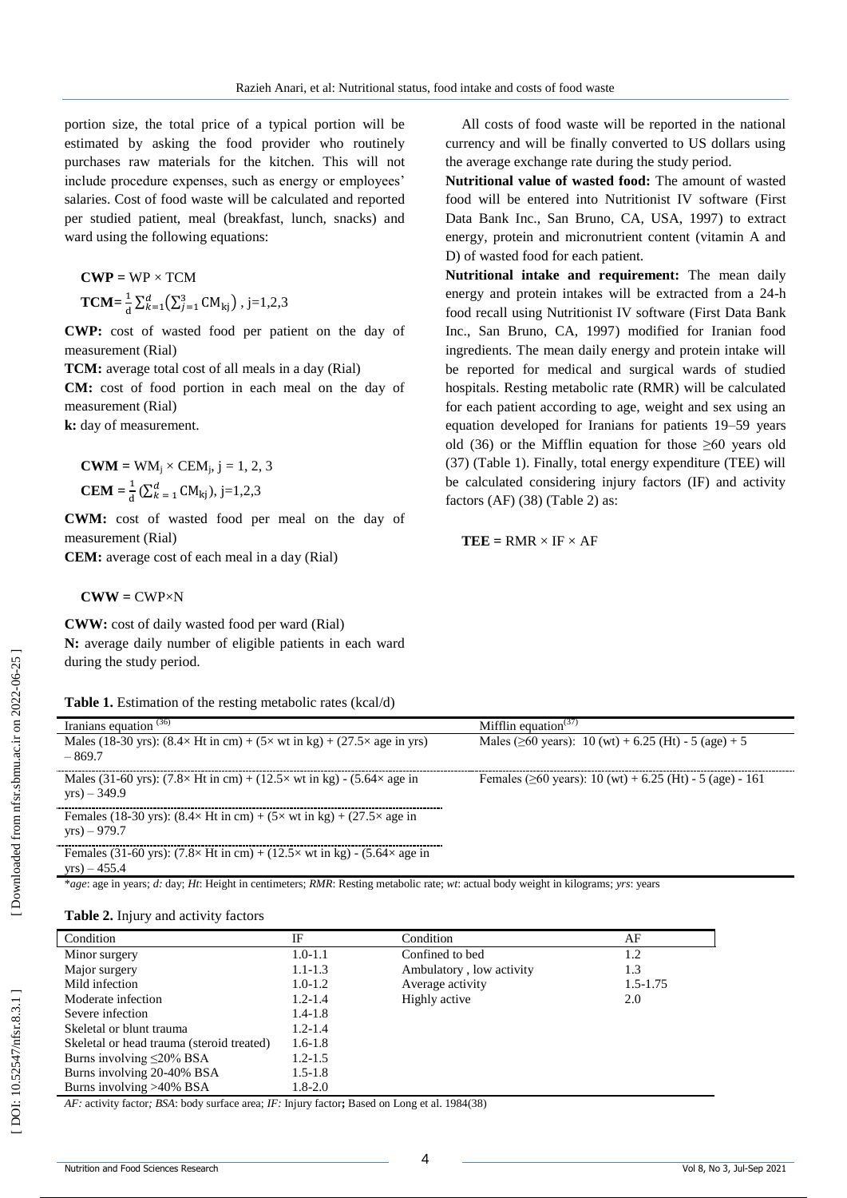portion size, the total price of a typical portion will be estimated by asking the food provider who routinely purchases raw materials for the kitchen. This will not include procedure expenses, such as energy or employees' salaries. Cost of food waste will be calculated and reported per studied patient, meal (breakfast, lunch, snacks) and ward using the following equations:

$$\textbf{CWP} = \text{WP} \times \text{TCM}$$

$$\textbf{TCM} = \frac{1}{d}\sum_{k=1}^{d}\left(\sum_{j=1}^{3}\text{CM}_{kj}\right),\ j=1,2,3$$

**CWP:** cost of wasted food per patient on the day of measurement (Rial)

**TCM:** average total cost of all meals in a day (Rial)

**CM:** cost of food portion in each meal on the day of measurement (Rial)

**k:** day of measurement.

$$\textbf{CWM} = \text{WM}_j \times \text{CEM}_j,\ j = 1, 2, 3$$

$$\textbf{CEM} = \frac{1}{d}\left(\sum_{k=1}^{d}\text{CM}_{kj}\right),\ j=1,2,3$$

**CWM:** cost of wasted food per meal on the day of measurement (Rial)

**CEM:** average cost of each meal in a day (Rial)

$$\textbf{CWW} = \text{CWP} \times \text{N}$$

**CWW:** cost of daily wasted food per ward (Rial)

**N:** average daily number of eligible patients in each ward during the study period.

All costs of food waste will be reported in the national currency and will be finally converted to US dollars using the average exchange rate during the study period.

**Nutritional value of wasted food:** The amount of wasted food will be entered into Nutritionist IV software (First Data Bank Inc., San Bruno, CA, USA, 1997) to extract energy, protein and micronutrient content (vitamin A and D) of wasted food for each patient.

**Nutritional intake and requirement:** The mean daily energy and protein intakes will be extracted from a 24-h food recall using Nutritionist IV software (First Data Bank Inc., San Bruno, CA, 1997) modified for Iranian food ingredients. The mean daily energy and protein intake will be reported for medical and surgical wards of studied hospitals. Resting metabolic rate (RMR) will be calculated for each patient according to age, weight and sex using an equation developed for Iranians for patients 19–59 years old (36) or the Mifflin equation for those ≥60 years old (37) (Table 1). Finally, total energy expenditure (TEE) will be calculated considering injury factors (IF) and activity factors (AF) (38) (Table 2) as:

$$\textbf{TEE} = \text{RMR} \times \text{IF} \times \text{AF}$$

**Table 1.** Estimation of the resting metabolic rates (kcal/d)

| Iranians equation [36] | Mifflin equation[37] |
|---|---|
| Males (18-30 yrs): (8.4× Ht in cm) + (5× wt in kg) + (27.5× age in yrs) – 869.7 | Males (≥60 years): 10 (wt) + 6.25 (Ht) - 5 (age) + 5 |
| Males (31-60 yrs): (7.8× Ht in cm) + (12.5× wt in kg) - (5.64× age in yrs) – 349.9 | Females (≥60 years): 10 (wt) + 6.25 (Ht) - 5 (age) - 161 |
| Females (18-30 yrs): (8.4× Ht in cm) + (5× wt in kg) + (27.5× age in yrs) – 979.7 | |
| Females (31-60 yrs): (7.8× Ht in cm) + (12.5× wt in kg) - (5.64× age in yrs) – 455.4 | |

\**age*: age in years; *d:* day; *Ht*: Height in centimeters; *RMR*: Resting metabolic rate; *wt*: actual body weight in kilograms; *yrs*: years

**Table 2.** Injury and activity factors

| Condition | IF | Condition | AF |
|---|---|---|---|
| Minor surgery | 1.0-1.1 | Confined to bed | 1.2 |
| Major surgery | 1.1-1.3 | Ambulatory , low activity | 1.3 |
| Mild infection | 1.0-1.2 | Average activity | 1.5-1.75 |
| Moderate infection | 1.2-1.4 | Highly active | 2.0 |
| Severe infection | 1.4-1.8 | | |
| Skeletal or blunt trauma | 1.2-1.4 | | |
| Skeletal or head trauma (steroid treated) | 1.6-1.8 | | |
| Burns involving ≤20% BSA | 1.2-1.5 | | |
| Burns involving 20-40% BSA | 1.5-1.8 | | |
| Burns involving >40% BSA | 1.8-2.0 | | |

*AF:* activity factor*; BSA*: body surface area; *IF:* Injury factor**;** Based on Long et al. 1984(38)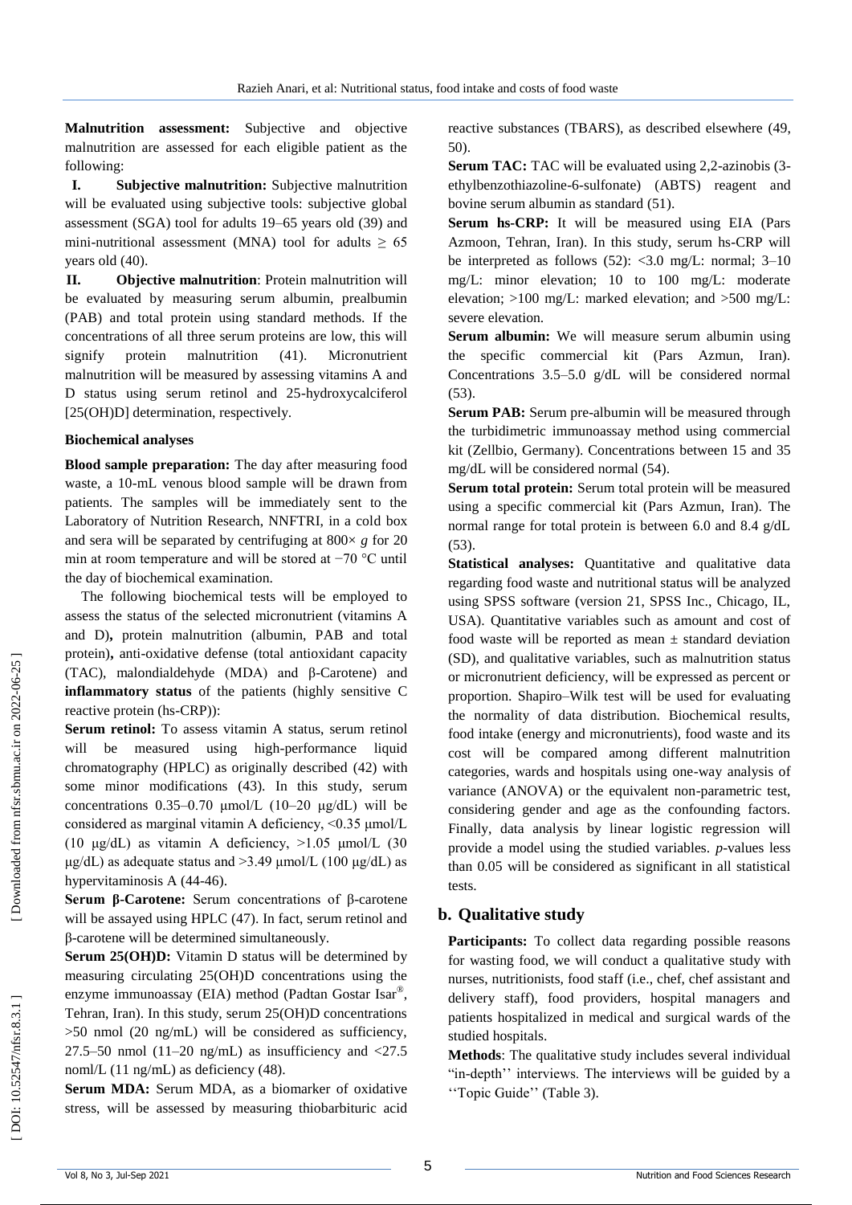**Malnutrition assessment:** Subjective and objective malnutrition are assessed for each eligible patient as the following:

I. **Subjective malnutrition:** Subjective malnutrition will be evaluated using subjective tools: subjective global assessment (SGA) tool for adults 19–65 years old (39) and mini-nutritional assessment (MNA) tool for adults ≥ 65 years old (40).

II. **Objective malnutrition**: Protein malnutrition will be evaluated by measuring serum albumin, prealbumin (PAB) and total protein using standard methods. If the concentrations of all three serum proteins are low, this will signify protein malnutrition (41). Micronutrient malnutrition will be measured by assessing vitamins A and D status using serum retinol and 25-hydroxycalciferol [25(OH)D] determination, respectively.

**Biochemical analyses**

**Blood sample preparation:** The day after measuring food waste, a 10-mL venous blood sample will be drawn from patients. The samples will be immediately sent to the Laboratory of Nutrition Research, NNFTRI, in a cold box and sera will be separated by centrifuging at 800× *g* for 20 min at room temperature and will be stored at −70 °C until the day of biochemical examination.

The following biochemical tests will be employed to assess the status of the selected micronutrient (vitamins A and D)**,** protein malnutrition (albumin, PAB and total protein)**,** anti-oxidative defense (total antioxidant capacity (TAC), malondialdehyde (MDA) and β-Carotene) and **inflammatory status** of the patients (highly sensitive C reactive protein (hs-CRP)):

**Serum retinol:** To assess vitamin A status, serum retinol will be measured using high-performance liquid chromatography (HPLC) as originally described (42) with some minor modifications (43). In this study, serum concentrations 0.35–0.70 μmol/L (10–20 μg/dL) will be considered as marginal vitamin A deficiency, <0.35 μmol/L (10 μg/dL) as vitamin A deficiency, >1.05 μmol/L (30 μg/dL) as adequate status and >3.49 μmol/L (100 μg/dL) as hypervitaminosis A (44-46).

**Serum β-Carotene:** Serum concentrations of β-carotene will be assayed using HPLC (47). In fact, serum retinol and β-carotene will be determined simultaneously.

**Serum 25(OH)D:** Vitamin D status will be determined by measuring circulating 25(OH)D concentrations using the enzyme immunoassay (EIA) method (Padtan Gostar Isar®, Tehran, Iran). In this study, serum 25(OH)D concentrations >50 nmol (20 ng/mL) will be considered as sufficiency, 27.5–50 nmol (11–20 ng/mL) as insufficiency and <27.5 noml/L (11 ng/mL) as deficiency (48).

**Serum MDA:** Serum MDA, as a biomarker of oxidative stress, will be assessed by measuring thiobarbituric acid reactive substances (TBARS), as described elsewhere (49, 50).

**Serum TAC:** TAC will be evaluated using 2,2-azinobis (3-ethylbenzothiazoline-6-sulfonate) (ABTS) reagent and bovine serum albumin as standard (51).

**Serum hs-CRP:** It will be measured using EIA (Pars Azmoon, Tehran, Iran). In this study, serum hs-CRP will be interpreted as follows (52): <3.0 mg/L: normal; 3–10 mg/L: minor elevation; 10 to 100 mg/L: moderate elevation; >100 mg/L: marked elevation; and >500 mg/L: severe elevation.

**Serum albumin:** We will measure serum albumin using the specific commercial kit (Pars Azmun, Iran). Concentrations 3.5–5.0 g/dL will be considered normal (53).

**Serum PAB:** Serum pre-albumin will be measured through the turbidimetric immunoassay method using commercial kit (Zellbio, Germany). Concentrations between 15 and 35 mg/dL will be considered normal (54).

**Serum total protein:** Serum total protein will be measured using a specific commercial kit (Pars Azmun, Iran). The normal range for total protein is between 6.0 and 8.4 g/dL (53).

**Statistical analyses:** Quantitative and qualitative data regarding food waste and nutritional status will be analyzed using SPSS software (version 21, SPSS Inc., Chicago, IL, USA). Quantitative variables such as amount and cost of food waste will be reported as mean ± standard deviation (SD), and qualitative variables, such as malnutrition status or micronutrient deficiency, will be expressed as percent or proportion. Shapiro–Wilk test will be used for evaluating the normality of data distribution. Biochemical results, food intake (energy and micronutrients), food waste and its cost will be compared among different malnutrition categories, wards and hospitals using one-way analysis of variance (ANOVA) or the equivalent non-parametric test, considering gender and age as the confounding factors. Finally, data analysis by linear logistic regression will provide a model using the studied variables. *p*-values less than 0.05 will be considered as significant in all statistical tests.

## b. Qualitative study

**Participants:** To collect data regarding possible reasons for wasting food, we will conduct a qualitative study with nurses, nutritionists, food staff (i.e., chef, chef assistant and delivery staff), food providers, hospital managers and patients hospitalized in medical and surgical wards of the studied hospitals.

**Methods**: The qualitative study includes several individual "in-depth'' interviews. The interviews will be guided by a ''Topic Guide'' (Table 3).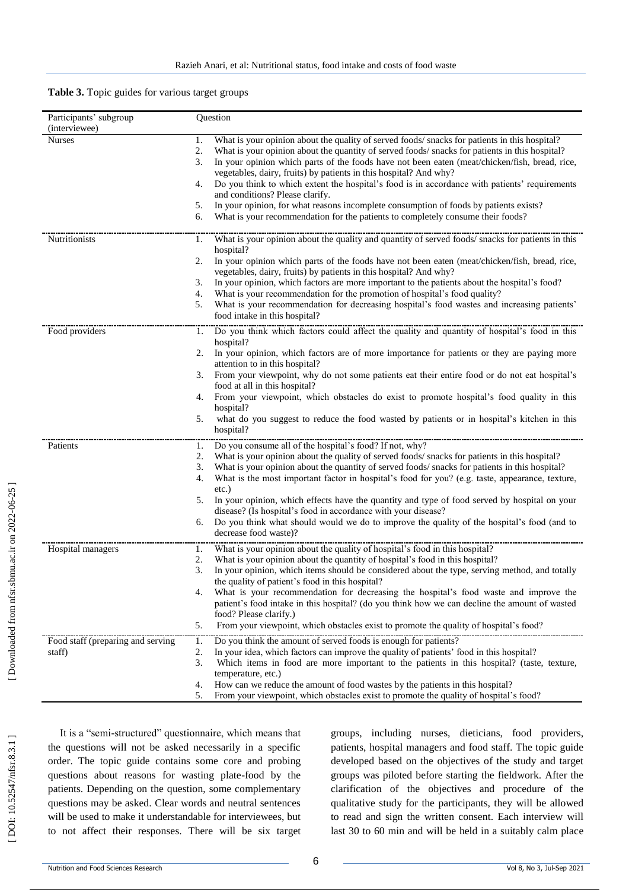**Table 3.** Topic guides for various target groups

| Participants' subgroup (interviewee) | Question |
|---|---|
| Nurses | 1. What is your opinion about the quality of served foods/ snacks for patients in this hospital?<br>2. What is your opinion about the quantity of served foods/ snacks for patients in this hospital?<br>3. In your opinion which parts of the foods have not been eaten (meat/chicken/fish, bread, rice, vegetables, dairy, fruits) by patients in this hospital? And why?<br>4. Do you think to which extent the hospital's food is in accordance with patients' requirements and conditions? Please clarify.<br>5. In your opinion, for what reasons incomplete consumption of foods by patients exists?<br>6. What is your recommendation for the patients to completely consume their foods? |
| Nutritionists | 1. What is your opinion about the quality and quantity of served foods/ snacks for patients in this hospital?<br>2. In your opinion which parts of the foods have not been eaten (meat/chicken/fish, bread, rice, vegetables, dairy, fruits) by patients in this hospital? And why?<br>3. In your opinion, which factors are more important to the patients about the hospital's food?<br>4. What is your recommendation for the promotion of hospital's food quality?<br>5. What is your recommendation for decreasing hospital's food wastes and increasing patients' food intake in this hospital? |
| Food providers | 1. Do you think which factors could affect the quality and quantity of hospital's food in this hospital?<br>2. In your opinion, which factors are of more importance for patients or they are paying more attention to in this hospital?<br>3. From your viewpoint, why do not some patients eat their entire food or do not eat hospital's food at all in this hospital?<br>4. From your viewpoint, which obstacles do exist to promote hospital's food quality in this hospital?<br>5. what do you suggest to reduce the food wasted by patients or in hospital's kitchen in this hospital? |
| Patients | 1. Do you consume all of the hospital's food? If not, why?<br>2. What is your opinion about the quality of served foods/ snacks for patients in this hospital?<br>3. What is your opinion about the quantity of served foods/ snacks for patients in this hospital?<br>4. What is the most important factor in hospital's food for you? (e.g. taste, appearance, texture, etc.)<br>5. In your opinion, which effects have the quantity and type of food served by hospital on your disease? (Is hospital's food in accordance with your disease?<br>6. Do you think what should would we do to improve the quality of the hospital's food (and to decrease food waste)? |
| Hospital managers | 1. What is your opinion about the quality of hospital's food in this hospital?<br>2. What is your opinion about the quantity of hospital's food in this hospital?<br>3. In your opinion, which items should be considered about the type, serving method, and totally the quality of patient's food in this hospital?<br>4. What is your recommendation for decreasing the hospital's food waste and improve the patient's food intake in this hospital? (do you think how we can decline the amount of wasted food? Please clarify.)<br>5. From your viewpoint, which obstacles exist to promote the quality of hospital's food? |
| Food staff (preparing and serving staff) | 1. Do you think the amount of served foods is enough for patients?<br>2. In your idea, which factors can improve the quality of patients' food in this hospital?<br>3. Which items in food are more important to the patients in this hospital? (taste, texture, temperature, etc.)<br>4. How can we reduce the amount of food wastes by the patients in this hospital?<br>5. From your viewpoint, which obstacles exist to promote the quality of hospital's food? |

It is a "semi-structured" questionnaire, which means that the questions will not be asked necessarily in a specific order. The topic guide contains some core and probing questions about reasons for wasting plate-food by the patients. Depending on the question, some complementary questions may be asked. Clear words and neutral sentences will be used to make it understandable for interviewees, but to not affect their responses. There will be six target groups, including nurses, dieticians, food providers, patients, hospital managers and food staff. The topic guide developed based on the objectives of the study and target groups was piloted before starting the fieldwork. After the clarification of the objectives and procedure of the qualitative study for the participants, they will be allowed to read and sign the written consent. Each interview will last 30 to 60 min and will be held in a suitably calm place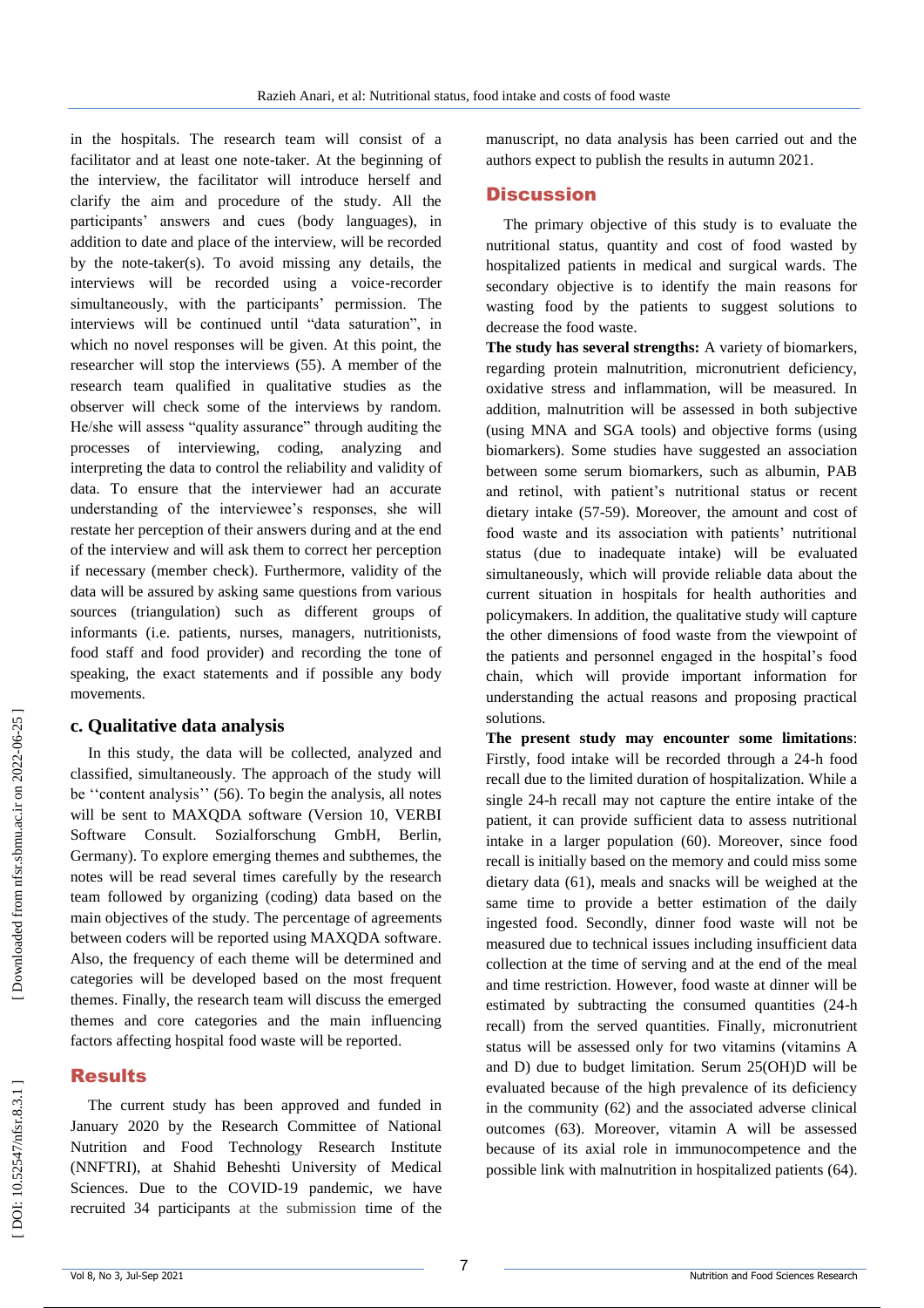in the hospitals. The research team will consist of a facilitator and at least one note-taker. At the beginning of the interview, the facilitator will introduce herself and clarify the aim and procedure of the study. All the participants' answers and cues (body languages), in addition to date and place of the interview, will be recorded by the note-taker(s). To avoid missing any details, the interviews will be recorded using a voice-recorder simultaneously, with the participants' permission. The interviews will be continued until "data saturation", in which no novel responses will be given. At this point, the researcher will stop the interviews (55). A member of the research team qualified in qualitative studies as the observer will check some of the interviews by random. He/she will assess "quality assurance" through auditing the processes of interviewing, coding, analyzing and interpreting the data to control the reliability and validity of data. To ensure that the interviewer had an accurate understanding of the interviewee's responses, she will restate her perception of their answers during and at the end of the interview and will ask them to correct her perception if necessary (member check). Furthermore, validity of the data will be assured by asking same questions from various sources (triangulation) such as different groups of informants (i.e. patients, nurses, managers, nutritionists, food staff and food provider) and recording the tone of speaking, the exact statements and if possible any body movements.

### c. Qualitative data analysis

In this study, the data will be collected, analyzed and classified, simultaneously. The approach of the study will be ''content analysis'' (56). To begin the analysis, all notes will be sent to MAXQDA software (Version 10, VERBI Software Consult. Sozialforschung GmbH, Berlin, Germany). To explore emerging themes and subthemes, the notes will be read several times carefully by the research team followed by organizing (coding) data based on the main objectives of the study. The percentage of agreements between coders will be reported using MAXQDA software. Also, the frequency of each theme will be determined and categories will be developed based on the most frequent themes. Finally, the research team will discuss the emerged themes and core categories and the main influencing factors affecting hospital food waste will be reported.

## Results

The current study has been approved and funded in January 2020 by the Research Committee of National Nutrition and Food Technology Research Institute (NNFTRI), at Shahid Beheshti University of Medical Sciences. Due to the COVID-19 pandemic, we have recruited 34 participants at the submission time of the manuscript, no data analysis has been carried out and the authors expect to publish the results in autumn 2021.

## Discussion

The primary objective of this study is to evaluate the nutritional status, quantity and cost of food wasted by hospitalized patients in medical and surgical wards. The secondary objective is to identify the main reasons for wasting food by the patients to suggest solutions to decrease the food waste.

**The study has several strengths:** A variety of biomarkers, regarding protein malnutrition, micronutrient deficiency, oxidative stress and inflammation, will be measured. In addition, malnutrition will be assessed in both subjective (using MNA and SGA tools) and objective forms (using biomarkers). Some studies have suggested an association between some serum biomarkers, such as albumin, PAB and retinol, with patient's nutritional status or recent dietary intake (57-59). Moreover, the amount and cost of food waste and its association with patients' nutritional status (due to inadequate intake) will be evaluated simultaneously, which will provide reliable data about the current situation in hospitals for health authorities and policymakers. In addition, the qualitative study will capture the other dimensions of food waste from the viewpoint of the patients and personnel engaged in the hospital's food chain, which will provide important information for understanding the actual reasons and proposing practical solutions.

**The present study may encounter some limitations**: Firstly, food intake will be recorded through a 24-h food recall due to the limited duration of hospitalization. While a single 24-h recall may not capture the entire intake of the patient, it can provide sufficient data to assess nutritional intake in a larger population (60). Moreover, since food recall is initially based on the memory and could miss some dietary data (61), meals and snacks will be weighed at the same time to provide a better estimation of the daily ingested food. Secondly, dinner food waste will not be measured due to technical issues including insufficient data collection at the time of serving and at the end of the meal and time restriction. However, food waste at dinner will be estimated by subtracting the consumed quantities (24-h recall) from the served quantities. Finally, micronutrient status will be assessed only for two vitamins (vitamins A and D) due to budget limitation. Serum 25(OH)D will be evaluated because of the high prevalence of its deficiency in the community (62) and the associated adverse clinical outcomes (63). Moreover, vitamin A will be assessed because of its axial role in immunocompetence and the possible link with malnutrition in hospitalized patients (64).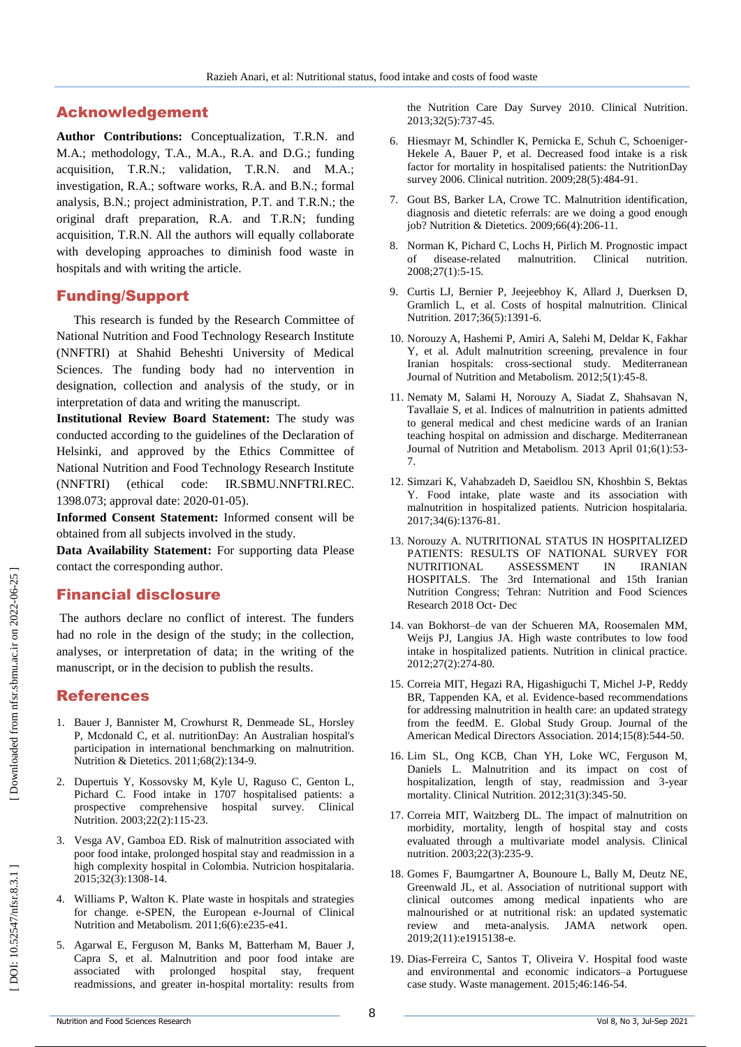## Acknowledgement

**Author Contributions:** Conceptualization, T.R.N. and M.A.; methodology, T.A., M.A., R.A. and D.G.; funding acquisition, T.R.N.; validation, T.R.N. and M.A.; investigation, R.A.; software works, R.A. and B.N.; formal analysis, B.N.; project administration, P.T. and T.R.N.; the original draft preparation, R.A. and T.R.N; funding acquisition, T.R.N. All the authors will equally collaborate with developing approaches to diminish food waste in hospitals and with writing the article.

## Funding/Support

This research is funded by the Research Committee of National Nutrition and Food Technology Research Institute (NNFTRI) at Shahid Beheshti University of Medical Sciences. The funding body had no intervention in designation, collection and analysis of the study, or in interpretation of data and writing the manuscript.

**Institutional Review Board Statement:** The study was conducted according to the guidelines of the Declaration of Helsinki, and approved by the Ethics Committee of National Nutrition and Food Technology Research Institute (NNFTRI) (ethical code: IR.SBMU.NNFTRI.REC. 1398.073; approval date: 2020-01-05).

**Informed Consent Statement:** Informed consent will be obtained from all subjects involved in the study.

**Data Availability Statement:** For supporting data Please contact the corresponding author.

## Financial disclosure

The authors declare no conflict of interest. The funders had no role in the design of the study; in the collection, analyses, or interpretation of data; in the writing of the manuscript, or in the decision to publish the results.

## References

1. Bauer J, Bannister M, Crowhurst R, Denmeade SL, Horsley P, Mcdonald C, et al. nutritionDay: An Australian hospital's participation in international benchmarking on malnutrition. Nutrition & Dietetics. 2011;68(2):134-9.
2. Dupertuis Y, Kossovsky M, Kyle U, Raguso C, Genton L, Pichard C. Food intake in 1707 hospitalised patients: a prospective comprehensive hospital survey. Clinical Nutrition. 2003;22(2):115-23.
3. Vesga AV, Gamboa ED. Risk of malnutrition associated with poor food intake, prolonged hospital stay and readmission in a high complexity hospital in Colombia. Nutricion hospitalaria. 2015;32(3):1308-14.
4. Williams P, Walton K. Plate waste in hospitals and strategies for change. e-SPEN, the European e-Journal of Clinical Nutrition and Metabolism. 2011;6(6):e235-e41.
5. Agarwal E, Ferguson M, Banks M, Batterham M, Bauer J, Capra S, et al. Malnutrition and poor food intake are associated with prolonged hospital stay, frequent readmissions, and greater in-hospital mortality: results from the Nutrition Care Day Survey 2010. Clinical Nutrition. 2013;32(5):737-45.
6. Hiesmayr M, Schindler K, Pernicka E, Schuh C, Schoeniger-Hekele A, Bauer P, et al. Decreased food intake is a risk factor for mortality in hospitalised patients: the NutritionDay survey 2006. Clinical nutrition. 2009;28(5):484-91.
7. Gout BS, Barker LA, Crowe TC. Malnutrition identification, diagnosis and dietetic referrals: are we doing a good enough job? Nutrition & Dietetics. 2009;66(4):206-11.
8. Norman K, Pichard C, Lochs H, Pirlich M. Prognostic impact of disease-related malnutrition. Clinical nutrition. 2008;27(1):5-15.
9. Curtis LJ, Bernier P, Jeejeebhoy K, Allard J, Duerksen D, Gramlich L, et al. Costs of hospital malnutrition. Clinical Nutrition. 2017;36(5):1391-6.
10. Norouzy A, Hashemi P, Amiri A, Salehi M, Deldar K, Fakhar Y, et al. Adult malnutrition screening, prevalence in four Iranian hospitals: cross-sectional study. Mediterranean Journal of Nutrition and Metabolism. 2012;5(1):45-8.
11. Nematy M, Salami H, Norouzy A, Siadat Z, Shahsavan N, Tavallaie S, et al. Indices of malnutrition in patients admitted to general medical and chest medicine wards of an Iranian teaching hospital on admission and discharge. Mediterranean Journal of Nutrition and Metabolism. 2013 April 01;6(1):53-7.
12. Simzari K, Vahabzadeh D, Saeidlou SN, Khoshbin S, Bektas Y. Food intake, plate waste and its association with malnutrition in hospitalized patients. Nutricion hospitalaria. 2017;34(6):1376-81.
13. Norouzy A. NUTRITIONAL STATUS IN HOSPITALIZED PATIENTS: RESULTS OF NATIONAL SURVEY FOR NUTRITIONAL ASSESSMENT IN IRANIAN HOSPITALS. The 3rd International and 15th Iranian Nutrition Congress; Tehran: Nutrition and Food Sciences Research 2018 Oct- Dec
14. van Bokhorst–de van der Schueren MA, Roosemalen MM, Weijs PJ, Langius JA. High waste contributes to low food intake in hospitalized patients. Nutrition in clinical practice. 2012;27(2):274-80.
15. Correia MIT, Hegazi RA, Higashiguchi T, Michel J-P, Reddy BR, Tappenden KA, et al. Evidence-based recommendations for addressing malnutrition in health care: an updated strategy from the feedM. E. Global Study Group. Journal of the American Medical Directors Association. 2014;15(8):544-50.
16. Lim SL, Ong KCB, Chan YH, Loke WC, Ferguson M, Daniels L. Malnutrition and its impact on cost of hospitalization, length of stay, readmission and 3-year mortality. Clinical Nutrition. 2012;31(3):345-50.
17. Correia MIT, Waitzberg DL. The impact of malnutrition on morbidity, mortality, length of hospital stay and costs evaluated through a multivariate model analysis. Clinical nutrition. 2003;22(3):235-9.
18. Gomes F, Baumgartner A, Bounoure L, Bally M, Deutz NE, Greenwald JL, et al. Association of nutritional support with clinical outcomes among medical inpatients who are malnourished or at nutritional risk: an updated systematic review and meta-analysis. JAMA network open. 2019;2(11):e1915138-e.
19. Dias-Ferreira C, Santos T, Oliveira V. Hospital food waste and environmental and economic indicators–a Portuguese case study. Waste management. 2015;46:146-54.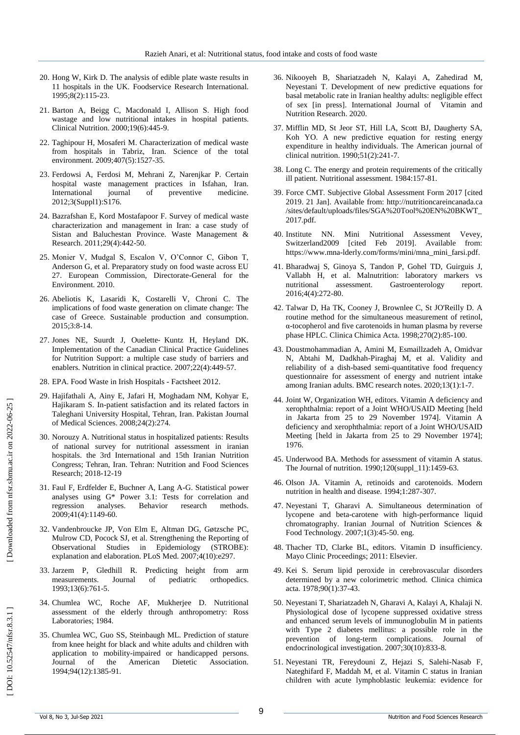20. Hong W, Kirk D. The analysis of edible plate waste results in 11 hospitals in the UK. Foodservice Research International. 1995;8(2):115-23.

21. Barton A, Beigg C, Macdonald I, Allison S. High food wastage and low nutritional intakes in hospital patients. Clinical Nutrition. 2000;19(6):445-9.

22. Taghipour H, Mosaferi M. Characterization of medical waste from hospitals in Tabriz, Iran. Science of the total environment. 2009;407(5):1527-35.

23. Ferdowsi A, Ferdosi M, Mehrani Z, Narenjkar P. Certain hospital waste management practices in Isfahan, Iran. International journal of preventive medicine. 2012;3(Suppl1):S176.

24. Bazrafshan E, Kord Mostafapoor F. Survey of medical waste characterization and management in Iran: a case study of Sistan and Baluchestan Province. Waste Management & Research. 2011;29(4):442-50.

25. Monier V, Mudgal S, Escalon V, O'Connor C, Gibon T, Anderson G, et al. Preparatory study on food waste across EU 27. European Commission, Directorate-General for the Environment. 2010.

26. Abeliotis K, Lasaridi K, Costarelli V, Chroni C. The implications of food waste generation on climate change: The case of Greece. Sustainable production and consumption. 2015;3:8-14.

27. Jones NE, Suurdt J, Ouelette- Kuntz H, Heyland DK. Implementation of the Canadian Clinical Practice Guidelines for Nutrition Support: a multiple case study of barriers and enablers. Nutrition in clinical practice. 2007;22(4):449-57.

28. EPA. Food Waste in Irish Hospitals - Factsheet 2012.

29. Hajifathali A, Ainy E, Jafari H, Moghadam NM, Kohyar E, Hajikaram S. In-patient satisfaction and its related factors in Taleghani University Hospital, Tehran, Iran. Pakistan Journal of Medical Sciences. 2008;24(2):274.

30. Norouzy A. Nutritional status in hospitalized patients: Results of national survey for nutritional assessment in iranian hospitals. the 3rd International and 15th Iranian Nutrition Congress; Tehran, Iran. Tehran: Nutrition and Food Sciences Research; 2018-12-19

31. Faul F, Erdfelder E, Buchner A, Lang A-G. Statistical power analyses using G* Power 3.1: Tests for correlation and regression analyses. Behavior research methods. 2009;41(4):1149-60.

32. Vandenbroucke JP, Von Elm E, Altman DG, Gøtzsche PC, Mulrow CD, Pocock SJ, et al. Strengthening the Reporting of Observational Studies in Epidemiology (STROBE): explanation and elaboration. PLoS Med. 2007;4(10):e297.

33. Jarzem P, Gledhill R. Predicting height from arm measurements. Journal of pediatric orthopedics. 1993;13(6):761-5.

34. Chumlea WC, Roche AF, Mukherjee D. Nutritional assessment of the elderly through anthropometry: Ross Laboratories; 1984.

35. Chumlea WC, Guo SS, Steinbaugh ML. Prediction of stature from knee height for black and white adults and children with application to mobility-impaired or handicapped persons. Journal of the American Dietetic Association. 1994;94(12):1385-91.

36. Nikooyeh B, Shariatzadeh N, Kalayi A, Zahedirad M, Neyestani T. Development of new predictive equations for basal metabolic rate in Iranian healthy adults: negligible effect of sex [in press]. International Journal of Vitamin and Nutrition Research. 2020.

37. Mifflin MD, St Jeor ST, Hill LA, Scott BJ, Daugherty SA, Koh YO. A new predictive equation for resting energy expenditure in healthy individuals. The American journal of clinical nutrition. 1990;51(2):241-7.

38. Long C. The energy and protein requirements of the critically ill patient. Nutritional assessment. 1984:157-81.

39. Force CMT. Subjective Global Assessment Form 2017 [cited 2019. 21 Jan]. Available from: http://nutritioncareincanada.ca/sites/default/uploads/files/SGA%20Tool%20EN%20BKWT_2017.pdf.

40. Institute NN. Mini Nutritional Assessment Vevey, Switzerland2009 [cited Feb 2019]. Available from: https://www.mna-lderly.com/forms/mini/mna_mini_farsi.pdf.

41. Bharadwaj S, Ginoya S, Tandon P, Gohel TD, Guirguis J, Vallabh H, et al. Malnutrition: laboratory markers vs nutritional assessment. Gastroenterology report. 2016;4(4):272-80.

42. Talwar D, Ha TK, Cooney J, Brownlee C, St JO'Reilly D. A routine method for the simultaneous measurement of retinol, α-tocopherol and five carotenoids in human plasma by reverse phase HPLC. Clinica Chimica Acta. 1998;270(2):85-100.

43. Doustmohammadian A, Amini M, Esmaillzadeh A, Omidvar N, Abtahi M, Dadkhah-Piraghaj M, et al. Validity and reliability of a dish-based semi-quantitative food frequency questionnaire for assessment of energy and nutrient intake among Iranian adults. BMC research notes. 2020;13(1):1-7.

44. Joint W, Organization WH, editors. Vitamin A deficiency and xerophthalmia: report of a Joint WHO/USAID Meeting [held in Jakarta from 25 to 29 November 1974]. Vitamin A deficiency and xerophthalmia: report of a Joint WHO/USAID Meeting [held in Jakarta from 25 to 29 November 1974]; 1976.

45. Underwood BA. Methods for assessment of vitamin A status. The Journal of nutrition. 1990;120(suppl_11):1459-63.

46. Olson JA. Vitamin A, retinoids and carotenoids. Modern nutrition in health and disease. 1994;1:287-307.

47. Neyestani T, Gharavi A. Simultaneous determination of lycopene and beta-carotene with high-performance liquid chromatography. Iranian Journal of Nutrition Sciences & Food Technology. 2007;1(3):45-50. eng.

48. Thacher TD, Clarke BL, editors. Vitamin D insufficiency. Mayo Clinic Proceedings; 2011: Elsevier.

49. Kei S. Serum lipid peroxide in cerebrovascular disorders determined by a new colorimetric method. Clinica chimica acta. 1978;90(1):37-43.

50. Neyestani T, Shariatzadeh N, Gharavi A, Kalayi A, Khalaji N. Physiological dose of lycopene suppressed oxidative stress and enhanced serum levels of immunoglobulin M in patients with Type 2 diabetes mellitus: a possible role in the prevention of long-term complications. Journal of endocrinological investigation. 2007;30(10):833-8.

51. Neyestani TR, Fereydouni Z, Hejazi S, Salehi-Nasab F, Nateghifard F, Maddah M, et al. Vitamin C status in Iranian children with acute lymphoblastic leukemia: evidence for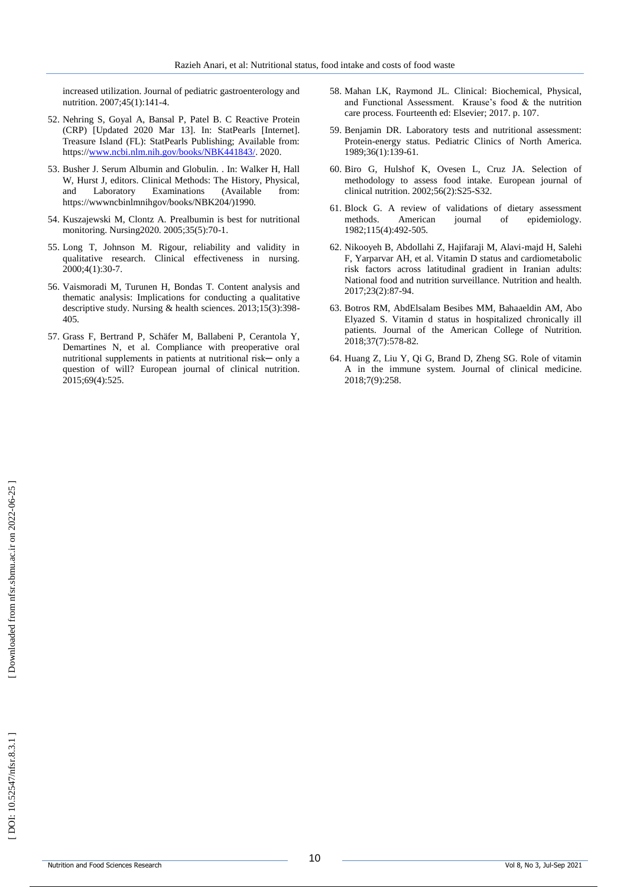increased utilization. Journal of pediatric gastroenterology and nutrition. 2007;45(1):141-4.

52. Nehring S, Goyal A, Bansal P, Patel B. C Reactive Protein (CRP) [Updated 2020 Mar 13]. In: StatPearls [Internet]. Treasure Island (FL): StatPearls Publishing; Available from: https://www.ncbi.nlm.nih.gov/books/NBK441843/. 2020.
53. Busher J. Serum Albumin and Globulin. . In: Walker H, Hall W, Hurst J, editors. Clinical Methods: The History, Physical, and Laboratory Examinations (Available from: https://wwwncbinlmnihgov/books/NBK204/)1990.
54. Kuszajewski M, Clontz A. Prealbumin is best for nutritional monitoring. Nursing2020. 2005;35(5):70-1.
55. Long T, Johnson M. Rigour, reliability and validity in qualitative research. Clinical effectiveness in nursing. 2000;4(1):30-7.
56. Vaismoradi M, Turunen H, Bondas T. Content analysis and thematic analysis: Implications for conducting a qualitative descriptive study. Nursing & health sciences. 2013;15(3):398-405.
57. Grass F, Bertrand P, Schäfer M, Ballabeni P, Cerantola Y, Demartines N, et al. Compliance with preoperative oral nutritional supplements in patients at nutritional risk─ only a question of will? European journal of clinical nutrition. 2015;69(4):525.
58. Mahan LK, Raymond JL. Clinical: Biochemical, Physical, and Functional Assessment. Krause's food & the nutrition care process. Fourteenth ed: Elsevier; 2017. p. 107.
59. Benjamin DR. Laboratory tests and nutritional assessment: Protein-energy status. Pediatric Clinics of North America. 1989;36(1):139-61.
60. Biro G, Hulshof K, Ovesen L, Cruz JA. Selection of methodology to assess food intake. European journal of clinical nutrition. 2002;56(2):S25-S32.
61. Block G. A review of validations of dietary assessment methods. American journal of epidemiology. 1982;115(4):492-505.
62. Nikooyeh B, Abdollahi Z, Hajifaraji M, Alavi-majd H, Salehi F, Yarparvar AH, et al. Vitamin D status and cardiometabolic risk factors across latitudinal gradient in Iranian adults: National food and nutrition surveillance. Nutrition and health. 2017;23(2):87-94.
63. Botros RM, AbdElsalam Besibes MM, Bahaaeldin AM, Abo Elyazed S. Vitamin d status in hospitalized chronically ill patients. Journal of the American College of Nutrition. 2018;37(7):578-82.
64. Huang Z, Liu Y, Qi G, Brand D, Zheng SG. Role of vitamin A in the immune system. Journal of clinical medicine. 2018;7(9):258.